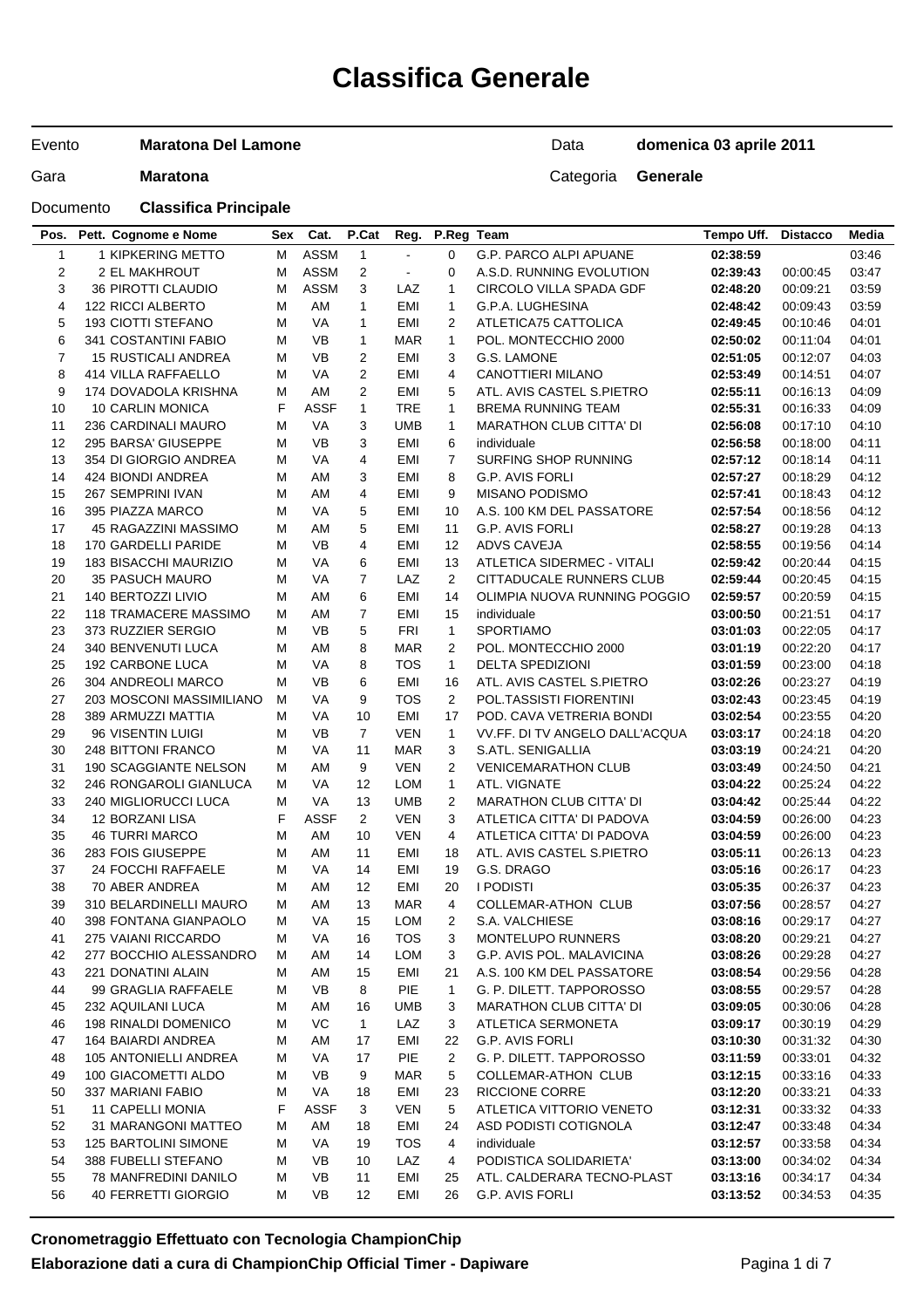# Classifica Generale

| | | | |
|---|---|---|---|
| Evento | **Maratona Del Lamone** | Data | **domenica 03 aprile 2011** |
| Gara | **Maratona** | Categoria | **Generale** |
| Documento | **Classifica Principale** | | |

| Pos. | Pett. | Cognome e Nome | Sex | Cat. | P.Cat | Reg. | P.Reg | Team | Tempo Uff. | Distacco | Media |
|---|---|---|---|---|---|---|---|---|---|---|---|
| 1 | 1 | KIPKERING METTO | M | ASSM | 1 | - | 0 | G.P. PARCO ALPI APUANE | **02:38:59** | | 03:46 |
| 2 | 2 | EL MAKHROUT | M | ASSM | 2 | - | 0 | A.S.D. RUNNING EVOLUTION | **02:39:43** | 00:00:45 | 03:47 |
| 3 | 36 | PIROTTI CLAUDIO | M | ASSM | 3 | LAZ | 1 | CIRCOLO VILLA SPADA GDF | **02:48:20** | 00:09:21 | 03:59 |
| 4 | 122 | RICCI ALBERTO | M | AM | 1 | EMI | 1 | G.P.A. LUGHESINA | **02:48:42** | 00:09:43 | 03:59 |
| 5 | 193 | CIOTTI STEFANO | M | VA | 1 | EMI | 2 | ATLETICA75 CATTOLICA | **02:49:45** | 00:10:46 | 04:01 |
| 6 | 341 | COSTANTINI FABIO | M | VB | 1 | MAR | 1 | POL. MONTECCHIO 2000 | **02:50:02** | 00:11:04 | 04:01 |
| 7 | 15 | RUSTICALI ANDREA | M | VB | 2 | EMI | 3 | G.S. LAMONE | **02:51:05** | 00:12:07 | 04:03 |
| 8 | 414 | VILLA RAFFAELLO | M | VA | 2 | EMI | 4 | CANOTTIERI MILANO | **02:53:49** | 00:14:51 | 04:07 |
| 9 | 174 | DOVADOLA KRISHNA | M | AM | 2 | EMI | 5 | ATL. AVIS CASTEL S.PIETRO | **02:55:11** | 00:16:13 | 04:09 |
| 10 | 10 | CARLIN MONICA | F | ASSF | 1 | TRE | 1 | BREMA RUNNING TEAM | **02:55:31** | 00:16:33 | 04:09 |
| 11 | 236 | CARDINALI MAURO | M | VA | 3 | UMB | 1 | MARATHON CLUB CITTA' DI | **02:56:08** | 00:17:10 | 04:10 |
| 12 | 295 | BARSA' GIUSEPPE | M | VB | 3 | EMI | 6 | individuale | **02:56:58** | 00:18:00 | 04:11 |
| 13 | 354 | DI GIORGIO ANDREA | M | VA | 4 | EMI | 7 | SURFING SHOP RUNNING | **02:57:12** | 00:18:14 | 04:11 |
| 14 | 424 | BIONDI ANDREA | M | AM | 3 | EMI | 8 | G.P. AVIS FORLI | **02:57:27** | 00:18:29 | 04:12 |
| 15 | 267 | SEMPRINI IVAN | M | AM | 4 | EMI | 9 | MISANO PODISMO | **02:57:41** | 00:18:43 | 04:12 |
| 16 | 395 | PIAZZA MARCO | M | VA | 5 | EMI | 10 | A.S. 100 KM DEL PASSATORE | **02:57:54** | 00:18:56 | 04:12 |
| 17 | 45 | RAGAZZINI MASSIMO | M | AM | 5 | EMI | 11 | G.P. AVIS FORLI | **02:58:27** | 00:19:28 | 04:13 |
| 18 | 170 | GARDELLI PARIDE | M | VB | 4 | EMI | 12 | ADVS CAVEJA | **02:58:55** | 00:19:56 | 04:14 |
| 19 | 183 | BISACCHI MAURIZIO | M | VA | 6 | EMI | 13 | ATLETICA SIDERMEC - VITALI | **02:59:42** | 00:20:44 | 04:15 |
| 20 | 35 | PASUCH MAURO | M | VA | 7 | LAZ | 2 | CITTADUCALE RUNNERS CLUB | **02:59:44** | 00:20:45 | 04:15 |
| 21 | 140 | BERTOZZI LIVIO | M | AM | 6 | EMI | 14 | OLIMPIA NUOVA RUNNING POGGIO | **02:59:57** | 00:20:59 | 04:15 |
| 22 | 118 | TRAMACERE MASSIMO | M | AM | 7 | EMI | 15 | individuale | **03:00:50** | 00:21:51 | 04:17 |
| 23 | 373 | RUZZIER SERGIO | M | VB | 5 | FRI | 1 | SPORTIAMO | **03:01:03** | 00:22:05 | 04:17 |
| 24 | 340 | BENVENUTI LUCA | M | AM | 8 | MAR | 2 | POL. MONTECCHIO 2000 | **03:01:19** | 00:22:20 | 04:17 |
| 25 | 192 | CARBONE LUCA | M | VA | 8 | TOS | 1 | DELTA SPEDIZIONI | **03:01:59** | 00:23:00 | 04:18 |
| 26 | 304 | ANDREOLI MARCO | M | VB | 6 | EMI | 16 | ATL. AVIS CASTEL S.PIETRO | **03:02:26** | 00:23:27 | 04:19 |
| 27 | 203 | MOSCONI MASSIMILIANO | M | VA | 9 | TOS | 2 | POL.TASSISTI FIORENTINI | **03:02:43** | 00:23:45 | 04:19 |
| 28 | 389 | ARMUZZI MATTIA | M | VA | 10 | EMI | 17 | POD. CAVA VETRERIA BONDI | **03:02:54** | 00:23:55 | 04:20 |
| 29 | 96 | VISENTIN LUIGI | M | VB | 7 | VEN | 1 | VV.FF. DI TV ANGELO DALL'ACQUA | **03:03:17** | 00:24:18 | 04:20 |
| 30 | 248 | BITTONI FRANCO | M | VA | 11 | MAR | 3 | S.ATL. SENIGALLIA | **03:03:19** | 00:24:21 | 04:20 |
| 31 | 190 | SCAGGIANTE NELSON | M | AM | 9 | VEN | 2 | VENICEMARATHON CLUB | **03:03:49** | 00:24:50 | 04:21 |
| 32 | 246 | RONGAROLI GIANLUCA | M | VA | 12 | LOM | 1 | ATL. VIGNATE | **03:04:22** | 00:25:24 | 04:22 |
| 33 | 240 | MIGLIORUCCI LUCA | M | VA | 13 | UMB | 2 | MARATHON CLUB CITTA' DI | **03:04:42** | 00:25:44 | 04:22 |
| 34 | 12 | BORZANI LISA | F | ASSF | 2 | VEN | 3 | ATLETICA CITTA' DI PADOVA | **03:04:59** | 00:26:00 | 04:23 |
| 35 | 46 | TURRI MARCO | M | AM | 10 | VEN | 4 | ATLETICA CITTA' DI PADOVA | **03:04:59** | 00:26:00 | 04:23 |
| 36 | 283 | FOIS GIUSEPPE | M | AM | 11 | EMI | 18 | ATL. AVIS CASTEL S.PIETRO | **03:05:11** | 00:26:13 | 04:23 |
| 37 | 24 | FOCCHI RAFFAELE | M | VA | 14 | EMI | 19 | G.S. DRAGO | **03:05:16** | 00:26:17 | 04:23 |
| 38 | 70 | ABER ANDREA | M | AM | 12 | EMI | 20 | I PODISTI | **03:05:35** | 00:26:37 | 04:23 |
| 39 | 310 | BELARDINELLI MAURO | M | AM | 13 | MAR | 4 | COLLEMAR-ATHON CLUB | **03:07:56** | 00:28:57 | 04:27 |
| 40 | 398 | FONTANA GIANPAOLO | M | VA | 15 | LOM | 2 | S.A. VALCHIESE | **03:08:16** | 00:29:17 | 04:27 |
| 41 | 275 | VAIANI RICCARDO | M | VA | 16 | TOS | 3 | MONTELUPO RUNNERS | **03:08:20** | 00:29:21 | 04:27 |
| 42 | 277 | BOCCHIO ALESSANDRO | M | AM | 14 | LOM | 3 | G.P. AVIS POL. MALAVICINA | **03:08:26** | 00:29:28 | 04:27 |
| 43 | 221 | DONATINI ALAIN | M | AM | 15 | EMI | 21 | A.S. 100 KM DEL PASSATORE | **03:08:54** | 00:29:56 | 04:28 |
| 44 | 99 | GRAGLIA RAFFAELE | M | VB | 8 | PIE | 1 | G. P. DILETT. TAPPOROSSO | **03:08:55** | 00:29:57 | 04:28 |
| 45 | 232 | AQUILANI LUCA | M | AM | 16 | UMB | 3 | MARATHON CLUB CITTA' DI | **03:09:05** | 00:30:06 | 04:28 |
| 46 | 198 | RINALDI DOMENICO | M | VC | 1 | LAZ | 3 | ATLETICA SERMONETA | **03:09:17** | 00:30:19 | 04:29 |
| 47 | 164 | BAIARDI ANDREA | M | AM | 17 | EMI | 22 | G.P. AVIS FORLI | **03:10:30** | 00:31:32 | 04:30 |
| 48 | 105 | ANTONIELLI ANDREA | M | VA | 17 | PIE | 2 | G. P. DILETT. TAPPOROSSO | **03:11:59** | 00:33:01 | 04:32 |
| 49 | 100 | GIACOMETTI ALDO | M | VB | 9 | MAR | 5 | COLLEMAR-ATHON CLUB | **03:12:15** | 00:33:16 | 04:33 |
| 50 | 337 | MARIANI FABIO | M | VA | 18 | EMI | 23 | RICCIONE CORRE | **03:12:20** | 00:33:21 | 04:33 |
| 51 | 11 | CAPELLI MONIA | F | ASSF | 3 | VEN | 5 | ATLETICA VITTORIO VENETO | **03:12:31** | 00:33:32 | 04:33 |
| 52 | 31 | MARANGONI MATTEO | M | AM | 18 | EMI | 24 | ASD PODISTI COTIGNOLA | **03:12:47** | 00:33:48 | 04:34 |
| 53 | 125 | BARTOLINI SIMONE | M | VA | 19 | TOS | 4 | individuale | **03:12:57** | 00:33:58 | 04:34 |
| 54 | 388 | FUBELLI STEFANO | M | VB | 10 | LAZ | 4 | PODISTICA SOLIDARIETA' | **03:13:00** | 00:34:02 | 04:34 |
| 55 | 78 | MANFREDINI DANILO | M | VB | 11 | EMI | 25 | ATL. CALDERARA TECNO-PLAST | **03:13:16** | 00:34:17 | 04:34 |
| 56 | 40 | FERRETTI GIORGIO | M | VB | 12 | EMI | 26 | G.P. AVIS FORLI | **03:13:52** | 00:34:53 | 04:35 |

**Cronometraggio Effettuato con Tecnologia ChampionChip**

**Elaborazione dati a cura di ChampionChip Official Timer - Dapiware**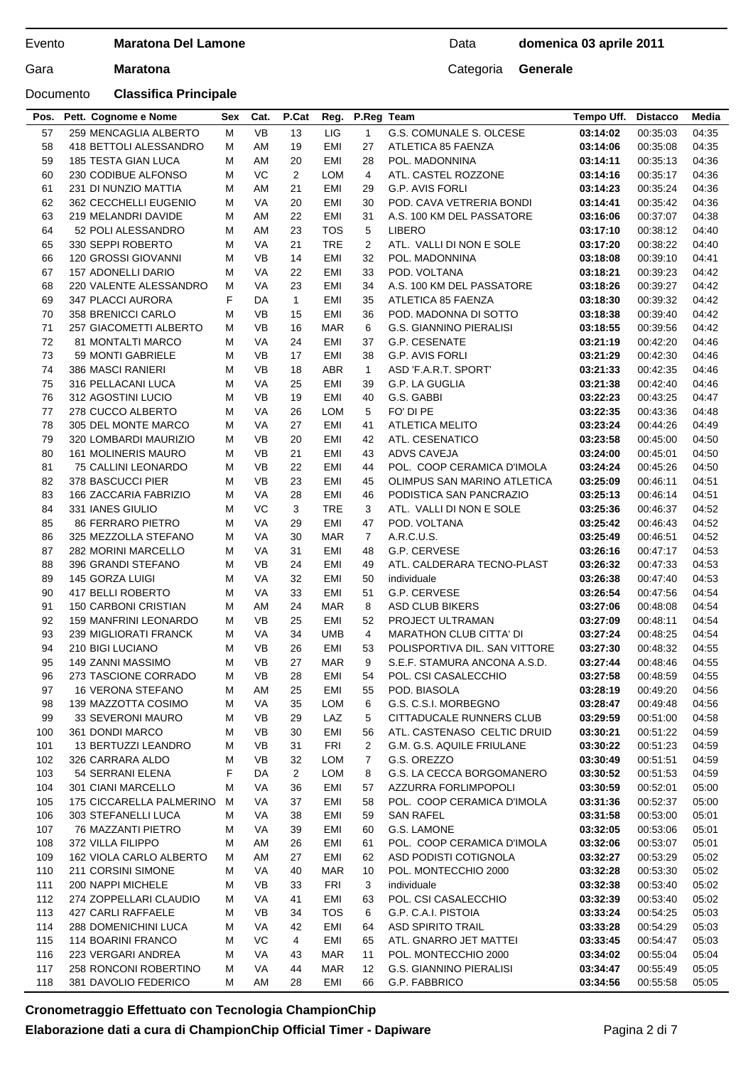Evento **Maratona Del Lamone** Data **domenica 03 aprile 2011**

Gara **Maratona** Categoria **Generale**

Documento **Classifica Principale**

| Pos. | Pett. | Cognome e Nome | Sex | Cat. | P.Cat | Reg. | P.Reg | Team | Tempo Uff. | Distacco | Media |
|---|---|---|---|---|---|---|---|---|---|---|---|
| 57 | 259 | MENCAGLIA ALBERTO | M | VB | 13 | LIG | 1 | G.S. COMUNALE S. OLCESE | **03:14:02** | 00:35:03 | 04:35 |
| 58 | 418 | BETTOLI ALESSANDRO | M | AM | 19 | EMI | 27 | ATLETICA 85 FAENZA | **03:14:06** | 00:35:08 | 04:35 |
| 59 | 185 | TESTA GIAN LUCA | M | AM | 20 | EMI | 28 | POL. MADONNINA | **03:14:11** | 00:35:13 | 04:36 |
| 60 | 230 | CODIBUE ALFONSO | M | VC | 2 | LOM | 4 | ATL. CASTEL ROZZONE | **03:14:16** | 00:35:17 | 04:36 |
| 61 | 231 | DI NUNZIO MATTIA | M | AM | 21 | EMI | 29 | G.P. AVIS FORLI | **03:14:23** | 00:35:24 | 04:36 |
| 62 | 362 | CECCHELLI EUGENIO | M | VA | 20 | EMI | 30 | POD. CAVA VETRERIA BONDI | **03:14:41** | 00:35:42 | 04:36 |
| 63 | 219 | MELANDRI DAVIDE | M | AM | 22 | EMI | 31 | A.S. 100 KM DEL PASSATORE | **03:16:06** | 00:37:07 | 04:38 |
| 64 | 52 | POLI ALESSANDRO | M | AM | 23 | TOS | 5 | LIBERO | **03:17:10** | 00:38:12 | 04:40 |
| 65 | 330 | SEPPI ROBERTO | M | VA | 21 | TRE | 2 | ATL. VALLI DI NON E SOLE | **03:17:20** | 00:38:22 | 04:40 |
| 66 | 120 | GROSSI GIOVANNI | M | VB | 14 | EMI | 32 | POL. MADONNINA | **03:18:08** | 00:39:10 | 04:41 |
| 67 | 157 | ADONELLI DARIO | M | VA | 22 | EMI | 33 | POD. VOLTANA | **03:18:21** | 00:39:23 | 04:42 |
| 68 | 220 | VALENTE ALESSANDRO | M | VA | 23 | EMI | 34 | A.S. 100 KM DEL PASSATORE | **03:18:26** | 00:39:27 | 04:42 |
| 69 | 347 | PLACCI AURORA | F | DA | 1 | EMI | 35 | ATLETICA 85 FAENZA | **03:18:30** | 00:39:32 | 04:42 |
| 70 | 358 | BRENICCI CARLO | M | VB | 15 | EMI | 36 | POD. MADONNA DI SOTTO | **03:18:38** | 00:39:40 | 04:42 |
| 71 | 257 | GIACOMETTI ALBERTO | M | VB | 16 | MAR | 6 | G.S. GIANNINO PIERALISI | **03:18:55** | 00:39:56 | 04:42 |
| 72 | 81 | MONTALTI MARCO | M | VA | 24 | EMI | 37 | G.P. CESENATE | **03:21:19** | 00:42:20 | 04:46 |
| 73 | 59 | MONTI GABRIELE | M | VB | 17 | EMI | 38 | G.P. AVIS FORLI | **03:21:29** | 00:42:30 | 04:46 |
| 74 | 386 | MASCI RANIERI | M | VB | 18 | ABR | 1 | ASD 'F.A.R.T. SPORT' | **03:21:33** | 00:42:35 | 04:46 |
| 75 | 316 | PELLACANI LUCA | M | VA | 25 | EMI | 39 | G.P. LA GUGLIA | **03:21:38** | 00:42:40 | 04:46 |
| 76 | 312 | AGOSTINI LUCIO | M | VB | 19 | EMI | 40 | G.S. GABBI | **03:22:23** | 00:43:25 | 04:47 |
| 77 | 278 | CUCCO ALBERTO | M | VA | 26 | LOM | 5 | FO' DI PE | **03:22:35** | 00:43:36 | 04:48 |
| 78 | 305 | DEL MONTE MARCO | M | VA | 27 | EMI | 41 | ATLETICA MELITO | **03:23:24** | 00:44:26 | 04:49 |
| 79 | 320 | LOMBARDI MAURIZIO | M | VB | 20 | EMI | 42 | ATL. CESENATICO | **03:23:58** | 00:45:00 | 04:50 |
| 80 | 161 | MOLINERIS MAURO | M | VB | 21 | EMI | 43 | ADVS CAVEJA | **03:24:00** | 00:45:01 | 04:50 |
| 81 | 75 | CALLINI LEONARDO | M | VB | 22 | EMI | 44 | POL. COOP CERAMICA D'IMOLA | **03:24:24** | 00:45:26 | 04:50 |
| 82 | 378 | BASCUCCI PIER | M | VB | 23 | EMI | 45 | OLIMPUS SAN MARINO ATLETICA | **03:25:09** | 00:46:11 | 04:51 |
| 83 | 166 | ZACCARIA FABRIZIO | M | VA | 28 | EMI | 46 | PODISTICA SAN PANCRAZIO | **03:25:13** | 00:46:14 | 04:51 |
| 84 | 331 | IANES GIULIO | M | VC | 3 | TRE | 3 | ATL. VALLI DI NON E SOLE | **03:25:36** | 00:46:37 | 04:52 |
| 85 | 86 | FERRARO PIETRO | M | VA | 29 | EMI | 47 | POD. VOLTANA | **03:25:42** | 00:46:43 | 04:52 |
| 86 | 325 | MEZZOLLA STEFANO | M | VA | 30 | MAR | 7 | A.R.C.U.S. | **03:25:49** | 00:46:51 | 04:52 |
| 87 | 282 | MORINI MARCELLO | M | VA | 31 | EMI | 48 | G.P. CERVESE | **03:26:16** | 00:47:17 | 04:53 |
| 88 | 396 | GRANDI STEFANO | M | VB | 24 | EMI | 49 | ATL. CALDERARA TECNO-PLAST | **03:26:32** | 00:47:33 | 04:53 |
| 89 | 145 | GORZA LUIGI | M | VA | 32 | EMI | 50 | individuale | **03:26:38** | 00:47:40 | 04:53 |
| 90 | 417 | BELLI ROBERTO | M | VA | 33 | EMI | 51 | G.P. CERVESE | **03:26:54** | 00:47:56 | 04:54 |
| 91 | 150 | CARBONI CRISTIAN | M | AM | 24 | MAR | 8 | ASD CLUB BIKERS | **03:27:06** | 00:48:08 | 04:54 |
| 92 | 159 | MANFRINI LEONARDO | M | VB | 25 | EMI | 52 | PROJECT ULTRAMAN | **03:27:09** | 00:48:11 | 04:54 |
| 93 | 239 | MIGLIORATI FRANCK | M | VA | 34 | UMB | 4 | MARATHON CLUB CITTA' DI | **03:27:24** | 00:48:25 | 04:54 |
| 94 | 210 | BIGI LUCIANO | M | VB | 26 | EMI | 53 | POLISPORTIVA DIL. SAN VITTORE | **03:27:30** | 00:48:32 | 04:55 |
| 95 | 149 | ZANNI MASSIMO | M | VB | 27 | MAR | 9 | S.E.F. STAMURA ANCONA A.S.D. | **03:27:44** | 00:48:46 | 04:55 |
| 96 | 273 | TASCIONE CORRADO | M | VB | 28 | EMI | 54 | POL. CSI CASALECCHIO | **03:27:58** | 00:48:59 | 04:55 |
| 97 | 16 | VERONA STEFANO | M | AM | 25 | EMI | 55 | POD. BIASOLA | **03:28:19** | 00:49:20 | 04:56 |
| 98 | 139 | MAZZOTTA COSIMO | M | VA | 35 | LOM | 6 | G.S. C.S.I. MORBEGNO | **03:28:47** | 00:49:48 | 04:56 |
| 99 | 33 | SEVERONI MAURO | M | VB | 29 | LAZ | 5 | CITTADUCALE RUNNERS CLUB | **03:29:59** | 00:51:00 | 04:58 |
| 100 | 361 | DONDI MARCO | M | VB | 30 | EMI | 56 | ATL. CASTENASO CELTIC DRUID | **03:30:21** | 00:51:22 | 04:59 |
| 101 | 13 | BERTUZZI LEANDRO | M | VB | 31 | FRI | 2 | G.M. G.S. AQUILE FRIULANE | **03:30:22** | 00:51:23 | 04:59 |
| 102 | 326 | CARRARA ALDO | M | VB | 32 | LOM | 7 | G.S. OREZZO | **03:30:49** | 00:51:51 | 04:59 |
| 103 | 54 | SERRANI ELENA | F | DA | 2 | LOM | 8 | G.S. LA CECCA BORGOMANERO | **03:30:52** | 00:51:53 | 04:59 |
| 104 | 301 | CIANI MARCELLO | M | VA | 36 | EMI | 57 | AZZURRA FORLIMPOPOLI | **03:30:59** | 00:52:01 | 05:00 |
| 105 | 175 | CICCARELLA PALMERINO | M | VA | 37 | EMI | 58 | POL. COOP CERAMICA D'IMOLA | **03:31:36** | 00:52:37 | 05:00 |
| 106 | 303 | STEFANELLI LUCA | M | VA | 38 | EMI | 59 | SAN RAFEL | **03:31:58** | 00:53:00 | 05:01 |
| 107 | 76 | MAZZANTI PIETRO | M | VA | 39 | EMI | 60 | G.S. LAMONE | **03:32:05** | 00:53:06 | 05:01 |
| 108 | 372 | VILLA FILIPPO | M | AM | 26 | EMI | 61 | POL. COOP CERAMICA D'IMOLA | **03:32:06** | 00:53:07 | 05:01 |
| 109 | 162 | VIOLA CARLO ALBERTO | M | AM | 27 | EMI | 62 | ASD PODISTI COTIGNOLA | **03:32:27** | 00:53:29 | 05:02 |
| 110 | 211 | CORSINI SIMONE | M | VA | 40 | MAR | 10 | POL. MONTECCHIO 2000 | **03:32:28** | 00:53:30 | 05:02 |
| 111 | 200 | NAPPI MICHELE | M | VB | 33 | FRI | 3 | individuale | **03:32:38** | 00:53:40 | 05:02 |
| 112 | 274 | ZOPPELLARI CLAUDIO | M | VA | 41 | EMI | 63 | POL. CSI CASALECCHIO | **03:32:39** | 00:53:40 | 05:02 |
| 113 | 427 | CARLI RAFFAELE | M | VB | 34 | TOS | 6 | G.P. C.A.I. PISTOIA | **03:33:24** | 00:54:25 | 05:03 |
| 114 | 288 | DOMENICHINI LUCA | M | VA | 42 | EMI | 64 | ASD SPIRITO TRAIL | **03:33:28** | 00:54:29 | 05:03 |
| 115 | 114 | BOARINI FRANCO | M | VC | 4 | EMI | 65 | ATL. GNARRO JET MATTEI | **03:33:45** | 00:54:47 | 05:03 |
| 116 | 223 | VERGARI ANDREA | M | VA | 43 | MAR | 11 | POL. MONTECCHIO 2000 | **03:34:02** | 00:55:04 | 05:04 |
| 117 | 258 | RONCONI ROBERTINO | M | VA | 44 | MAR | 12 | G.S. GIANNINO PIERALISI | **03:34:47** | 00:55:49 | 05:05 |
| 118 | 381 | DAVOLIO FEDERICO | M | AM | 28 | EMI | 66 | G.P. FABBRICO | **03:34:56** | 00:55:58 | 05:05 |

**Cronometraggio Effettuato con Tecnologia ChampionChip**

**Elaborazione dati a cura di ChampionChip Official Timer - Dapiware**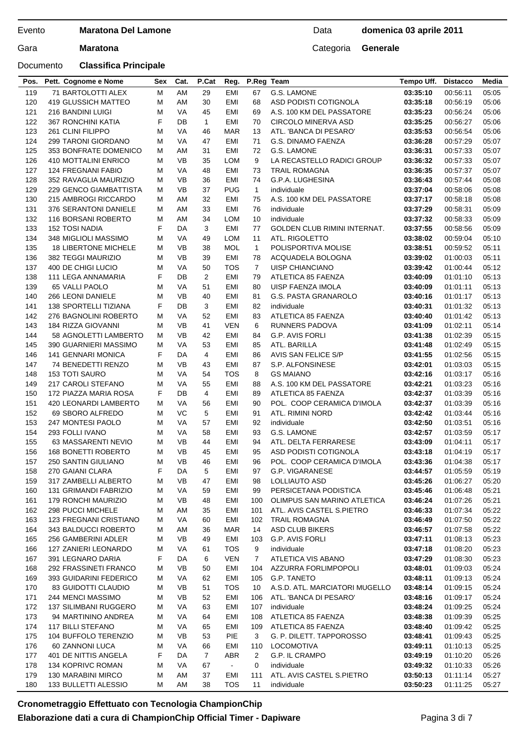| Evento | **Maratona Del Lamone** | Data | **domenica 03 aprile 2011** |
|---|---|---|---|
| Gara | **Maratona** | Categoria | **Generale** |
| Documento | **Classifica Principale** | | |

| Pos. | Pett. | Cognome e Nome | Sex | Cat. | P.Cat | Reg. | P.Reg | Team | Tempo Uff. | Distacco | Media |
|---|---|---|---|---|---|---|---|---|---|---|---|
| 119 | 71 | BARTOLOTTI ALEX | M | AM | 29 | EMI | 67 | G.S. LAMONE | **03:35:10** | 00:56:11 | 05:05 |
| 120 | 419 | GLUSSICH MATTEO | M | AM | 30 | EMI | 68 | ASD PODISTI COTIGNOLA | **03:35:18** | 00:56:19 | 05:06 |
| 121 | 216 | BANDINI LUIGI | M | VA | 45 | EMI | 69 | A.S. 100 KM DEL PASSATORE | **03:35:23** | 00:56:24 | 05:06 |
| 122 | 367 | RONCHINI KATIA | F | DB | 1 | EMI | 70 | CIRCOLO MINERVA ASD | **03:35:25** | 00:56:27 | 05:06 |
| 123 | 261 | CLINI FILIPPO | M | VA | 46 | MAR | 13 | ATL. 'BANCA DI PESARO' | **03:35:53** | 00:56:54 | 05:06 |
| 124 | 299 | TARONI GIORDANO | M | VA | 47 | EMI | 71 | G.S. DINAMO FAENZA | **03:36:28** | 00:57:29 | 05:07 |
| 125 | 353 | BONFRATE DOMENICO | M | AM | 31 | EMI | 72 | G.S. LAMONE | **03:36:31** | 00:57:33 | 05:07 |
| 126 | 410 | MOTTALINI ENRICO | M | VB | 35 | LOM | 9 | LA RECASTELLO RADICI GROUP | **03:36:32** | 00:57:33 | 05:07 |
| 127 | 124 | FREGNANI FABIO | M | VA | 48 | EMI | 73 | TRAIL ROMAGNA | **03:36:35** | 00:57:37 | 05:07 |
| 128 | 352 | RAVAGLIA MAURIZIO | M | VB | 36 | EMI | 74 | G.P.A. LUGHESINA | **03:36:43** | 00:57:44 | 05:08 |
| 129 | 229 | GENCO GIAMBATTISTA | M | VB | 37 | PUG | 1 | individuale | **03:37:04** | 00:58:06 | 05:08 |
| 130 | 215 | AMBROGI RICCARDO | M | AM | 32 | EMI | 75 | A.S. 100 KM DEL PASSATORE | **03:37:17** | 00:58:18 | 05:08 |
| 131 | 376 | SERANTONI DANIELE | M | AM | 33 | EMI | 76 | individuale | **03:37:29** | 00:58:31 | 05:09 |
| 132 | 116 | BORSANI ROBERTO | M | AM | 34 | LOM | 10 | individuale | **03:37:32** | 00:58:33 | 05:09 |
| 133 | 152 | TOSI NADIA | F | DA | 3 | EMI | 77 | GOLDEN CLUB RIMINI INTERNAT. | **03:37:55** | 00:58:56 | 05:09 |
| 134 | 348 | MIGLIOLI MASSIMO | M | VA | 49 | LOM | 11 | ATL. RIGOLETTO | **03:38:02** | 00:59:04 | 05:10 |
| 135 | 18 | LIBERTONE MICHELE | M | VB | 38 | MOL | 1 | POLISPORTIVA MOLISE | **03:38:51** | 00:59:52 | 05:11 |
| 136 | 382 | TEGGI MAURIZIO | M | VB | 39 | EMI | 78 | ACQUADELA BOLOGNA | **03:39:02** | 01:00:03 | 05:11 |
| 137 | 400 | DE CHIGI LUCIO | M | VA | 50 | TOS | 7 | UISP CHIANCIANO | **03:39:42** | 01:00:44 | 05:12 |
| 138 | 111 | LEGA ANNAMARIA | F | DB | 2 | EMI | 79 | ATLETICA 85 FAENZA | **03:40:09** | 01:01:10 | 05:13 |
| 139 | 65 | VALLI PAOLO | M | VA | 51 | EMI | 80 | UISP FAENZA IMOLA | **03:40:09** | 01:01:11 | 05:13 |
| 140 | 266 | LEONI DANIELE | M | VB | 40 | EMI | 81 | G.S. PASTA GRANAROLO | **03:40:16** | 01:01:17 | 05:13 |
| 141 | 138 | SPORTELLI TIZIANA | F | DB | 3 | EMI | 82 | individuale | **03:40:31** | 01:01:32 | 05:13 |
| 142 | 276 | BAGNOLINI ROBERTO | M | VA | 52 | EMI | 83 | ATLETICA 85 FAENZA | **03:40:40** | 01:01:42 | 05:13 |
| 143 | 184 | RIZZA GIOVANNI | M | VB | 41 | VEN | 6 | RUNNERS PADOVA | **03:41:09** | 01:02:11 | 05:14 |
| 144 | 58 | AGNOLETTI LAMBERTO | M | VB | 42 | EMI | 84 | G.P. AVIS FORLI | **03:41:38** | 01:02:39 | 05:15 |
| 145 | 390 | GUARNIERI MASSIMO | M | VA | 53 | EMI | 85 | ATL. BARILLA | **03:41:48** | 01:02:49 | 05:15 |
| 146 | 141 | GENNARI MONICA | F | DA | 4 | EMI | 86 | AVIS SAN FELICE S/P | **03:41:55** | 01:02:56 | 05:15 |
| 147 | 74 | BENEDETTI RENZO | M | VB | 43 | EMI | 87 | S.P. ALFONSINESE | **03:42:01** | 01:03:03 | 05:15 |
| 148 | 153 | TOTI SAURO | M | VA | 54 | TOS | 8 | GS MAIANO | **03:42:16** | 01:03:17 | 05:16 |
| 149 | 217 | CAROLI STEFANO | M | VA | 55 | EMI | 88 | A.S. 100 KM DEL PASSATORE | **03:42:21** | 01:03:23 | 05:16 |
| 150 | 172 | PIAZZA MARIA ROSA | F | DB | 4 | EMI | 89 | ATLETICA 85 FAENZA | **03:42:37** | 01:03:39 | 05:16 |
| 151 | 420 | LEONARDI LAMBERTO | M | VA | 56 | EMI | 90 | POL. COOP CERAMICA D'IMOLA | **03:42:37** | 01:03:39 | 05:16 |
| 152 | 69 | SBORO ALFREDO | M | VC | 5 | EMI | 91 | ATL. RIMINI NORD | **03:42:42** | 01:03:44 | 05:16 |
| 153 | 247 | MONTESI PAOLO | M | VA | 57 | EMI | 92 | individuale | **03:42:50** | 01:03:51 | 05:16 |
| 154 | 293 | FOLLI IVANO | M | VA | 58 | EMI | 93 | G.S. LAMONE | **03:42:57** | 01:03:59 | 05:17 |
| 155 | 63 | MASSARENTI NEVIO | M | VB | 44 | EMI | 94 | ATL. DELTA FERRARESE | **03:43:09** | 01:04:11 | 05:17 |
| 156 | 168 | BONETTI ROBERTO | M | VB | 45 | EMI | 95 | ASD PODISTI COTIGNOLA | **03:43:18** | 01:04:19 | 05:17 |
| 157 | 250 | SANTIN GIULIANO | M | VB | 46 | EMI | 96 | POL. COOP CERAMICA D'IMOLA | **03:43:36** | 01:04:38 | 05:17 |
| 158 | 270 | GAIANI CLARA | F | DA | 5 | EMI | 97 | G.P. VIGARANESE | **03:44:57** | 01:05:59 | 05:19 |
| 159 | 317 | ZAMBELLI ALBERTO | M | VB | 47 | EMI | 98 | LOLLIAUTO ASD | **03:45:26** | 01:06:27 | 05:20 |
| 160 | 131 | GRIMANDI FABRIZIO | M | VA | 59 | EMI | 99 | PERSICETANA PODISTICA | **03:45:46** | 01:06:48 | 05:21 |
| 161 | 179 | RONCHI MAURIZIO | M | VB | 48 | EMI | 100 | OLIMPUS SAN MARINO ATLETICA | **03:46:24** | 01:07:26 | 05:21 |
| 162 | 298 | PUCCI MICHELE | M | AM | 35 | EMI | 101 | ATL. AVIS CASTEL S.PIETRO | **03:46:33** | 01:07:34 | 05:22 |
| 163 | 123 | FREGNANI CRISTIANO | M | VA | 60 | EMI | 102 | TRAIL ROMAGNA | **03:46:49** | 01:07:50 | 05:22 |
| 164 | 343 | BALDUCCI ROBERTO | M | AM | 36 | MAR | 14 | ASD CLUB BIKERS | **03:46:57** | 01:07:58 | 05:22 |
| 165 | 256 | GAMBERINI ADLER | M | VB | 49 | EMI | 103 | G.P. AVIS FORLI | **03:47:11** | 01:08:13 | 05:23 |
| 166 | 127 | ZANIERI LEONARDO | M | VA | 61 | TOS | 9 | individuale | **03:47:18** | 01:08:20 | 05:23 |
| 167 | 391 | LEGNARO DARIA | F | DA | 6 | VEN | 7 | ATLETICA VIS ABANO | **03:47:29** | 01:08:30 | 05:23 |
| 168 | 292 | FRASSINETI FRANCO | M | VB | 50 | EMI | 104 | AZZURRA FORLIMPOPOLI | **03:48:01** | 01:09:03 | 05:24 |
| 169 | 393 | GUIDARINI FEDERICO | M | VA | 62 | EMI | 105 | G.P. TANETO | **03:48:11** | 01:09:13 | 05:24 |
| 170 | 83 | GUIDOTTI CLAUDIO | M | VB | 51 | TOS | 10 | A.S.D. ATL. MARCIATORI MUGELLO | **03:48:14** | 01:09:15 | 05:24 |
| 171 | 244 | MENCI MASSIMO | M | VB | 52 | EMI | 106 | ATL. 'BANCA DI PESARO' | **03:48:16** | 01:09:17 | 05:24 |
| 172 | 137 | SILIMBANI RUGGERO | M | VA | 63 | EMI | 107 | individuale | **03:48:24** | 01:09:25 | 05:24 |
| 173 | 94 | MARTININO ANDREA | M | VA | 64 | EMI | 108 | ATLETICA 85 FAENZA | **03:48:38** | 01:09:39 | 05:25 |
| 174 | 117 | BILLI STEFANO | M | VA | 65 | EMI | 109 | ATLETICA 85 FAENZA | **03:48:40** | 01:09:42 | 05:25 |
| 175 | 104 | BUFFOLO TERENZIO | M | VB | 53 | PIE | 3 | G. P. DILETT. TAPPOROSSO | **03:48:41** | 01:09:43 | 05:25 |
| 176 | 60 | ZANNONI LUCA | M | VA | 66 | EMI | 110 | LOCOMOTIVA | **03:49:11** | 01:10:13 | 05:25 |
| 177 | 401 | DE NITTIS ANGELA | F | DA | 7 | ABR | 2 | G.P. IL CRAMPO | **03:49:19** | 01:10:20 | 05:26 |
| 178 | 134 | KOPRIVC ROMAN | M | VA | 67 | - | 0 | individuale | **03:49:32** | 01:10:33 | 05:26 |
| 179 | 130 | MARABINI MIRCO | M | AM | 37 | EMI | 111 | ATL. AVIS CASTEL S.PIETRO | **03:50:13** | 01:11:14 | 05:27 |
| 180 | 133 | BULLETTI ALESSIO | M | AM | 38 | TOS | 11 | individuale | **03:50:23** | 01:11:25 | 05:27 |

**Cronometraggio Effettuato con Tecnologia ChampionChip**

**Elaborazione dati a cura di ChampionChip Official Timer - Dapiware**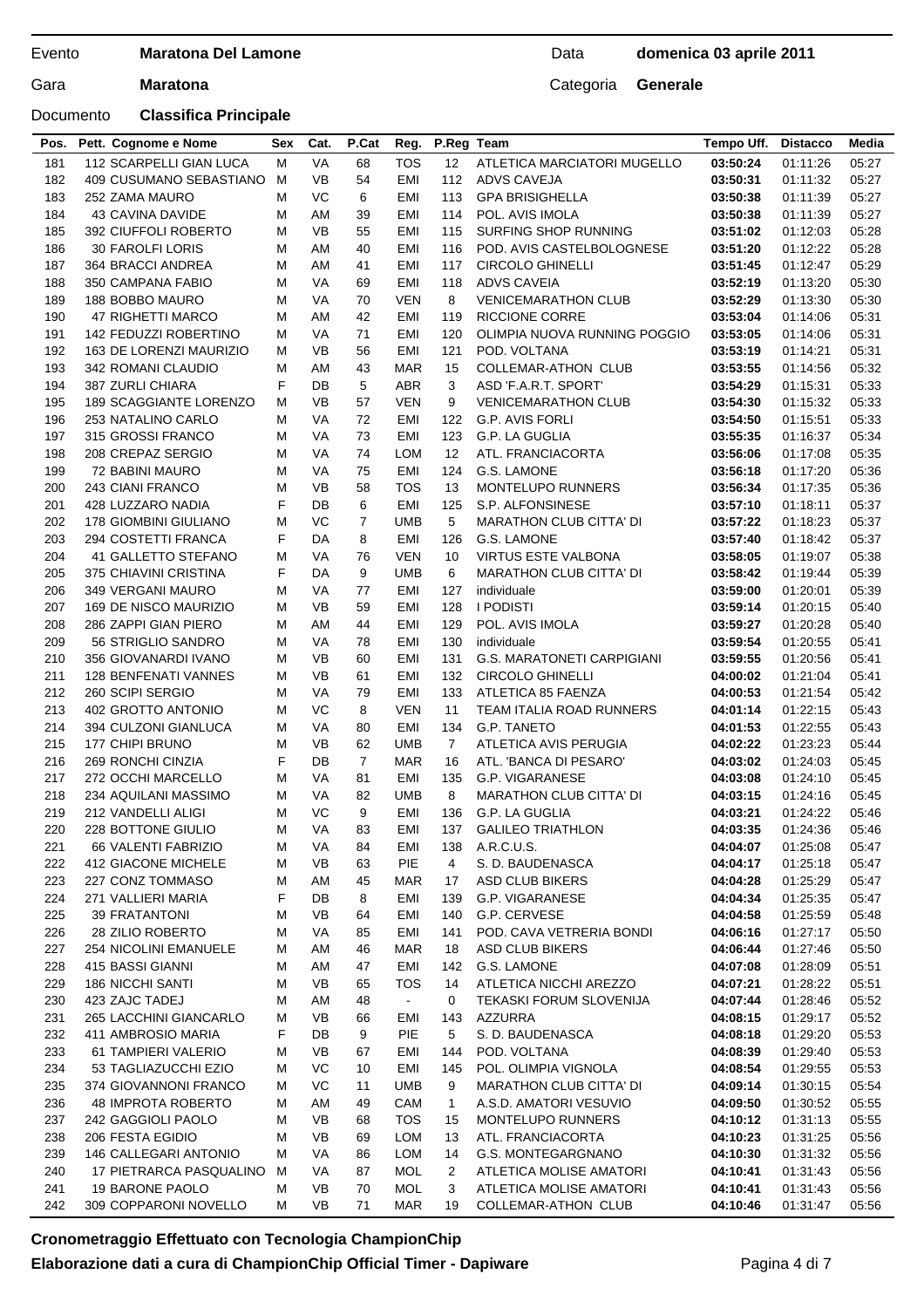Evento **Maratona Del Lamone** Data **domenica 03 aprile 2011**

Gara **Maratona** Categoria **Generale**

Documento **Classifica Principale**

| Pos. | Pett. Cognome e Nome | Sex | Cat. | P.Cat | Reg. | P.Reg | Team | Tempo Uff. | Distacco | Media |
|---|---|---|---|---|---|---|---|---|---|---|
| 181 | 112 SCARPELLI GIAN LUCA | M | VA | 68 | TOS | 12 | ATLETICA MARCIATORI MUGELLO | **03:50:24** | 01:11:26 | 05:27 |
| 182 | 409 CUSUMANO SEBASTIANO | M | VB | 54 | EMI | 112 | ADVS CAVEJA | **03:50:31** | 01:11:32 | 05:27 |
| 183 | 252 ZAMA MAURO | M | VC | 6 | EMI | 113 | GPA BRISIGHELLA | **03:50:38** | 01:11:39 | 05:27 |
| 184 | 43 CAVINA DAVIDE | M | AM | 39 | EMI | 114 | POL. AVIS IMOLA | **03:50:38** | 01:11:39 | 05:27 |
| 185 | 392 CIUFFOLI ROBERTO | M | VB | 55 | EMI | 115 | SURFING SHOP RUNNING | **03:51:02** | 01:12:03 | 05:28 |
| 186 | 30 FAROLFI LORIS | M | AM | 40 | EMI | 116 | POD. AVIS CASTELBOLOGNESE | **03:51:20** | 01:12:22 | 05:28 |
| 187 | 364 BRACCI ANDREA | M | AM | 41 | EMI | 117 | CIRCOLO GHINELLI | **03:51:45** | 01:12:47 | 05:29 |
| 188 | 350 CAMPANA FABIO | M | VA | 69 | EMI | 118 | ADVS CAVEIA | **03:52:19** | 01:13:20 | 05:30 |
| 189 | 188 BOBBO MAURO | M | VA | 70 | VEN | 8 | VENICEMARATHON CLUB | **03:52:29** | 01:13:30 | 05:30 |
| 190 | 47 RIGHETTI MARCO | M | AM | 42 | EMI | 119 | RICCIONE CORRE | **03:53:04** | 01:14:06 | 05:31 |
| 191 | 142 FEDUZZI ROBERTINO | M | VA | 71 | EMI | 120 | OLIMPIA NUOVA RUNNING POGGIO | **03:53:05** | 01:14:06 | 05:31 |
| 192 | 163 DE LORENZI MAURIZIO | M | VB | 56 | EMI | 121 | POD. VOLTANA | **03:53:19** | 01:14:21 | 05:31 |
| 193 | 342 ROMANI CLAUDIO | M | AM | 43 | MAR | 15 | COLLEMAR-ATHON CLUB | **03:53:55** | 01:14:56 | 05:32 |
| 194 | 387 ZURLI CHIARA | F | DB | 5 | ABR | 3 | ASD 'F.A.R.T. SPORT' | **03:54:29** | 01:15:31 | 05:33 |
| 195 | 189 SCAGGIANTE LORENZO | M | VB | 57 | VEN | 9 | VENICEMARATHON CLUB | **03:54:30** | 01:15:32 | 05:33 |
| 196 | 253 NATALINO CARLO | M | VA | 72 | EMI | 122 | G.P. AVIS FORLI | **03:54:50** | 01:15:51 | 05:33 |
| 197 | 315 GROSSI FRANCO | M | VA | 73 | EMI | 123 | G.P. LA GUGLIA | **03:55:35** | 01:16:37 | 05:34 |
| 198 | 208 CREPAZ SERGIO | M | VA | 74 | LOM | 12 | ATL. FRANCIACORTA | **03:56:06** | 01:17:08 | 05:35 |
| 199 | 72 BABINI MAURO | M | VA | 75 | EMI | 124 | G.S. LAMONE | **03:56:18** | 01:17:20 | 05:36 |
| 200 | 243 CIANI FRANCO | M | VB | 58 | TOS | 13 | MONTELUPO RUNNERS | **03:56:34** | 01:17:35 | 05:36 |
| 201 | 428 LUZZARO NADIA | F | DB | 6 | EMI | 125 | S.P. ALFONSINESE | **03:57:10** | 01:18:11 | 05:37 |
| 202 | 178 GIOMBINI GIULIANO | M | VC | 7 | UMB | 5 | MARATHON CLUB CITTA' DI | **03:57:22** | 01:18:23 | 05:37 |
| 203 | 294 COSTETTI FRANCA | F | DA | 8 | EMI | 126 | G.S. LAMONE | **03:57:40** | 01:18:42 | 05:37 |
| 204 | 41 GALLETTO STEFANO | M | VA | 76 | VEN | 10 | VIRTUS ESTE VALBONA | **03:58:05** | 01:19:07 | 05:38 |
| 205 | 375 CHIAVINI CRISTINA | F | DA | 9 | UMB | 6 | MARATHON CLUB CITTA' DI | **03:58:42** | 01:19:44 | 05:39 |
| 206 | 349 VERGANI MAURO | M | VA | 77 | EMI | 127 | individuale | **03:59:00** | 01:20:01 | 05:39 |
| 207 | 169 DE NISCO MAURIZIO | M | VB | 59 | EMI | 128 | I PODISTI | **03:59:14** | 01:20:15 | 05:40 |
| 208 | 286 ZAPPI GIAN PIERO | M | AM | 44 | EMI | 129 | POL. AVIS IMOLA | **03:59:27** | 01:20:28 | 05:40 |
| 209 | 56 STRIGLIO SANDRO | M | VA | 78 | EMI | 130 | individuale | **03:59:54** | 01:20:55 | 05:41 |
| 210 | 356 GIOVANARDI IVANO | M | VB | 60 | EMI | 131 | G.S. MARATONETI CARPIGIANI | **03:59:55** | 01:20:56 | 05:41 |
| 211 | 128 BENFENATI VANNES | M | VB | 61 | EMI | 132 | CIRCOLO GHINELLI | **04:00:02** | 01:21:04 | 05:41 |
| 212 | 260 SCIPI SERGIO | M | VA | 79 | EMI | 133 | ATLETICA 85 FAENZA | **04:00:53** | 01:21:54 | 05:42 |
| 213 | 402 GROTTO ANTONIO | M | VC | 8 | VEN | 11 | TEAM ITALIA ROAD RUNNERS | **04:01:14** | 01:22:15 | 05:43 |
| 214 | 394 CULZONI GIANLUCA | M | VA | 80 | EMI | 134 | G.P. TANETO | **04:01:53** | 01:22:55 | 05:43 |
| 215 | 177 CHIPI BRUNO | M | VB | 62 | UMB | 7 | ATLETICA AVIS PERUGIA | **04:02:22** | 01:23:23 | 05:44 |
| 216 | 269 RONCHI CINZIA | F | DB | 7 | MAR | 16 | ATL. 'BANCA DI PESARO' | **04:03:02** | 01:24:03 | 05:45 |
| 217 | 272 OCCHI MARCELLO | M | VA | 81 | EMI | 135 | G.P. VIGARANESE | **04:03:08** | 01:24:10 | 05:45 |
| 218 | 234 AQUILANI MASSIMO | M | VA | 82 | UMB | 8 | MARATHON CLUB CITTA' DI | **04:03:15** | 01:24:16 | 05:45 |
| 219 | 212 VANDELLI ALIGI | M | VC | 9 | EMI | 136 | G.P. LA GUGLIA | **04:03:21** | 01:24:22 | 05:46 |
| 220 | 228 BOTTONE GIULIO | M | VA | 83 | EMI | 137 | GALILEO TRIATHLON | **04:03:35** | 01:24:36 | 05:46 |
| 221 | 66 VALENTI FABRIZIO | M | VA | 84 | EMI | 138 | A.R.C.U.S. | **04:04:07** | 01:25:08 | 05:47 |
| 222 | 412 GIACONE MICHELE | M | VB | 63 | PIE | 4 | S. D. BAUDENASCA | **04:04:17** | 01:25:18 | 05:47 |
| 223 | 227 CONZ TOMMASO | M | AM | 45 | MAR | 17 | ASD CLUB BIKERS | **04:04:28** | 01:25:29 | 05:47 |
| 224 | 271 VALLIERI MARIA | F | DB | 8 | EMI | 139 | G.P. VIGARANESE | **04:04:34** | 01:25:35 | 05:47 |
| 225 | 39 FRATANTONI | M | VB | 64 | EMI | 140 | G.P. CERVESE | **04:04:58** | 01:25:59 | 05:48 |
| 226 | 28 ZILIO ROBERTO | M | VA | 85 | EMI | 141 | POD. CAVA VETRERIA BONDI | **04:06:16** | 01:27:17 | 05:50 |
| 227 | 254 NICOLINI EMANUELE | M | AM | 46 | MAR | 18 | ASD CLUB BIKERS | **04:06:44** | 01:27:46 | 05:50 |
| 228 | 415 BASSI GIANNI | M | AM | 47 | EMI | 142 | G.S. LAMONE | **04:07:08** | 01:28:09 | 05:51 |
| 229 | 186 NICCHI SANTI | M | VB | 65 | TOS | 14 | ATLETICA NICCHI AREZZO | **04:07:21** | 01:28:22 | 05:51 |
| 230 | 423 ZAJC TADEJ | M | AM | 48 | - | 0 | TEKASKI FORUM SLOVENIJA | **04:07:44** | 01:28:46 | 05:52 |
| 231 | 265 LACCHINI GIANCARLO | M | VB | 66 | EMI | 143 | AZZURRA | **04:08:15** | 01:29:17 | 05:52 |
| 232 | 411 AMBROSIO MARIA | F | DB | 9 | PIE | 5 | S. D. BAUDENASCA | **04:08:18** | 01:29:20 | 05:53 |
| 233 | 61 TAMPIERI VALERIO | M | VB | 67 | EMI | 144 | POD. VOLTANA | **04:08:39** | 01:29:40 | 05:53 |
| 234 | 53 TAGLIAZUCCHI EZIO | M | VC | 10 | EMI | 145 | POL. OLIMPIA VIGNOLA | **04:08:54** | 01:29:55 | 05:53 |
| 235 | 374 GIOVANNONI FRANCO | M | VC | 11 | UMB | 9 | MARATHON CLUB CITTA' DI | **04:09:14** | 01:30:15 | 05:54 |
| 236 | 48 IMPROTA ROBERTO | M | AM | 49 | CAM | 1 | A.S.D. AMATORI VESUVIO | **04:09:50** | 01:30:52 | 05:55 |
| 237 | 242 GAGGIOLI PAOLO | M | VB | 68 | TOS | 15 | MONTELUPO RUNNERS | **04:10:12** | 01:31:13 | 05:55 |
| 238 | 206 FESTA EGIDIO | M | VB | 69 | LOM | 13 | ATL. FRANCIACORTA | **04:10:23** | 01:31:25 | 05:56 |
| 239 | 146 CALLEGARI ANTONIO | M | VA | 86 | LOM | 14 | G.S. MONTEGARGNANO | **04:10:30** | 01:31:32 | 05:56 |
| 240 | 17 PIETRARCA PASQUALINO | M | VA | 87 | MOL | 2 | ATLETICA MOLISE AMATORI | **04:10:41** | 01:31:43 | 05:56 |
| 241 | 19 BARONE PAOLO | M | VB | 70 | MOL | 3 | ATLETICA MOLISE AMATORI | **04:10:41** | 01:31:43 | 05:56 |
| 242 | 309 COPPARONI NOVELLO | M | VB | 71 | MAR | 19 | COLLEMAR-ATHON CLUB | **04:10:46** | 01:31:47 | 05:56 |

**Cronometraggio Effettuato con Tecnologia ChampionChip**

**Elaborazione dati a cura di ChampionChip Official Timer - Dapiware**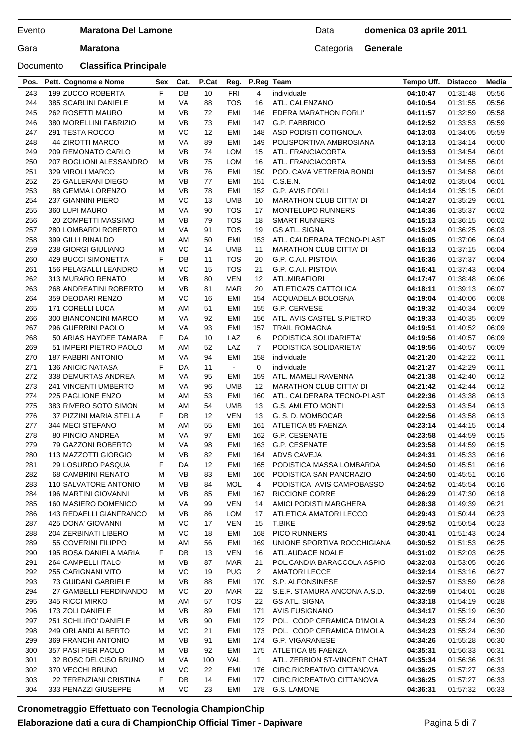Evento **Maratona Del Lamone** Data **domenica 03 aprile 2011**

Gara **Maratona** Categoria **Generale**

Documento **Classifica Principale**

| Pos. | Pett. Cognome e Nome | Sex | Cat. | P.Cat | Reg. | P.Reg | Team | Tempo Uff. | Distacco | Media |
|---|---|---|---|---|---|---|---|---|---|---|
| 243 | 199 ZUCCO ROBERTA | F | DB | 10 | FRI | 4 | individuale | **04:10:47** | 01:31:48 | 05:56 |
| 244 | 385 SCARLINI DANIELE | M | VA | 88 | TOS | 16 | ATL. CALENZANO | **04:10:54** | 01:31:55 | 05:56 |
| 245 | 262 ROSETTI MAURO | M | VB | 72 | EMI | 146 | EDERA MARATHON FORLI' | **04:11:57** | 01:32:59 | 05:58 |
| 246 | 380 MORELLINI FABRIZIO | M | VB | 73 | EMI | 147 | G.P. FABBRICO | **04:12:52** | 01:33:53 | 05:59 |
| 247 | 291 TESTA ROCCO | M | VC | 12 | EMI | 148 | ASD PODISTI COTIGNOLA | **04:13:03** | 01:34:05 | 05:59 |
| 248 | 44 ZIROTTI MARCO | M | VA | 89 | EMI | 149 | POLISPORTIVA AMBROSIANA | **04:13:13** | 01:34:14 | 06:00 |
| 249 | 209 REMONATO CARLO | M | VB | 74 | LOM | 15 | ATL. FRANCIACORTA | **04:13:53** | 01:34:54 | 06:01 |
| 250 | 207 BOGLIONI ALESSANDRO | M | VB | 75 | LOM | 16 | ATL. FRANCIACORTA | **04:13:53** | 01:34:55 | 06:01 |
| 251 | 329 VIROLI MARCO | M | VB | 76 | EMI | 150 | POD. CAVA VETRERIA BONDI | **04:13:57** | 01:34:58 | 06:01 |
| 252 | 25 GALLERANI DIEGO | M | VB | 77 | EMI | 151 | C.S.E.N. | **04:14:02** | 01:35:04 | 06:01 |
| 253 | 88 GEMMA LORENZO | M | VB | 78 | EMI | 152 | G.P. AVIS FORLI | **04:14:14** | 01:35:15 | 06:01 |
| 254 | 237 GIANNINI PIERO | M | VC | 13 | UMB | 10 | MARATHON CLUB CITTA' DI | **04:14:27** | 01:35:29 | 06:01 |
| 255 | 360 LUPI MAURO | M | VA | 90 | TOS | 17 | MONTELUPO RUNNERS | **04:14:36** | 01:35:37 | 06:02 |
| 256 | 20 ZOMPETTI MASSIMO | M | VB | 79 | TOS | 18 | SMART RUNNERS | **04:15:13** | 01:36:15 | 06:02 |
| 257 | 280 LOMBARDI ROBERTO | M | VA | 91 | TOS | 19 | GS ATL. SIGNA | **04:15:24** | 01:36:25 | 06:03 |
| 258 | 399 GILLI RINALDO | M | AM | 50 | EMI | 153 | ATL. CALDERARA TECNO-PLAST | **04:16:05** | 01:37:06 | 06:04 |
| 259 | 238 GIORGI GIULIANO | M | VC | 14 | UMB | 11 | MARATHON CLUB CITTA' DI | **04:16:13** | 01:37:15 | 06:04 |
| 260 | 429 BUCCI SIMONETTA | F | DB | 11 | TOS | 20 | G.P. C.A.I. PISTOIA | **04:16:36** | 01:37:37 | 06:04 |
| 261 | 156 PELAGALLI LEANDRO | M | VC | 15 | TOS | 21 | G.P. C.A.I. PISTOIA | **04:16:41** | 01:37:43 | 06:04 |
| 262 | 313 MURARO RENATO | M | VB | 80 | VEN | 12 | ATL.MIRAFIORI | **04:17:47** | 01:38:48 | 06:06 |
| 263 | 268 ANDREATINI ROBERTO | M | VB | 81 | MAR | 20 | ATLETICA75 CATTOLICA | **04:18:11** | 01:39:13 | 06:07 |
| 264 | 359 DEODARI RENZO | M | VC | 16 | EMI | 154 | ACQUADELA BOLOGNA | **04:19:04** | 01:40:06 | 06:08 |
| 265 | 171 CORELLI LUCA | M | AM | 51 | EMI | 155 | G.P. CERVESE | **04:19:32** | 01:40:34 | 06:09 |
| 266 | 300 BIANCONCINI MARCO | M | VA | 92 | EMI | 156 | ATL. AVIS CASTEL S.PIETRO | **04:19:33** | 01:40:35 | 06:09 |
| 267 | 296 GUERRINI PAOLO | M | VA | 93 | EMI | 157 | TRAIL ROMAGNA | **04:19:51** | 01:40:52 | 06:09 |
| 268 | 50 ARIAS HAYDEE TAMARA | F | DA | 10 | LAZ | 6 | PODISTICA SOLIDARIETA' | **04:19:56** | 01:40:57 | 06:09 |
| 269 | 51 IMPERI PIETRO PAOLO | M | AM | 52 | LAZ | 7 | PODISTICA SOLIDARIETA' | **04:19:56** | 01:40:57 | 06:09 |
| 270 | 187 FABBRI ANTONIO | M | VA | 94 | EMI | 158 | individuale | **04:21:20** | 01:42:22 | 06:11 |
| 271 | 136 ANICIC NATASA | F | DA | 11 | - | 0 | individuale | **04:21:27** | 01:42:29 | 06:11 |
| 272 | 338 DEMURTAS ANDREA | M | VA | 95 | EMI | 159 | ATL. MAMELI RAVENNA | **04:21:38** | 01:42:40 | 06:12 |
| 273 | 241 VINCENTI UMBERTO | M | VA | 96 | UMB | 12 | MARATHON CLUB CITTA' DI | **04:21:42** | 01:42:44 | 06:12 |
| 274 | 225 PAGLIONE ENZO | M | AM | 53 | EMI | 160 | ATL. CALDERARA TECNO-PLAST | **04:22:36** | 01:43:38 | 06:13 |
| 275 | 383 RIVERO SOTO SIMON | M | AM | 54 | UMB | 13 | G.S. AMLETO MONTI | **04:22:53** | 01:43:54 | 06:13 |
| 276 | 37 PIZZINI MARIA STELLA | F | DB | 12 | VEN | 13 | G. S. D. MOMBOCAR | **04:22:56** | 01:43:58 | 06:13 |
| 277 | 344 MECI STEFANO | M | AM | 55 | EMI | 161 | ATLETICA 85 FAENZA | **04:23:14** | 01:44:15 | 06:14 |
| 278 | 80 PINCIO ANDREA | M | VA | 97 | EMI | 162 | G.P. CESENATE | **04:23:58** | 01:44:59 | 06:15 |
| 279 | 79 GAZZONI ROBERTO | M | VA | 98 | EMI | 163 | G.P. CESENATE | **04:23:58** | 01:44:59 | 06:15 |
| 280 | 113 MAZZOTTI GIORGIO | M | VB | 82 | EMI | 164 | ADVS CAVEJA | **04:24:31** | 01:45:33 | 06:16 |
| 281 | 29 LOSURDO PASQUA | F | DA | 12 | EMI | 165 | PODISTICA MASSA LOMBARDA | **04:24:50** | 01:45:51 | 06:16 |
| 282 | 68 CAMBRINI RENATO | M | VB | 83 | EMI | 166 | PODISTICA SAN PANCRAZIO | **04:24:50** | 01:45:51 | 06:16 |
| 283 | 110 SALVATORE ANTONIO | M | VB | 84 | MOL | 4 | PODISTICA AVIS CAMPOBASSO | **04:24:52** | 01:45:54 | 06:16 |
| 284 | 196 MARTINI GIOVANNI | M | VB | 85 | EMI | 167 | RICCIONE CORRE | **04:26:29** | 01:47:30 | 06:18 |
| 285 | 160 MASIERO DOMENICO | M | VA | 99 | VEN | 14 | AMICI PODISTI MARGHERA | **04:28:38** | 01:49:39 | 06:21 |
| 286 | 143 REDAELLI GIANFRANCO | M | VB | 86 | LOM | 17 | ATLETICA AMATORI LECCO | **04:29:43** | 01:50:44 | 06:23 |
| 287 | 425 DONA' GIOVANNI | M | VC | 17 | VEN | 15 | T.BIKE | **04:29:52** | 01:50:54 | 06:23 |
| 288 | 204 ZERBINATI LIBERO | M | VC | 18 | EMI | 168 | PICO RUNNERS | **04:30:41** | 01:51:43 | 06:24 |
| 289 | 55 COVERINI FILIPPO | M | AM | 56 | EMI | 169 | UNIONE SPORTIVA ROCCHIGIANA | **04:30:52** | 01:51:53 | 06:25 |
| 290 | 195 BOSA DANIELA MARIA | F | DB | 13 | VEN | 16 | ATL.AUDACE NOALE | **04:31:02** | 01:52:03 | 06:25 |
| 291 | 264 CAMPELLI ITALO | M | VB | 87 | MAR | 21 | POL.CANDIA BARACCOLA ASPIO | **04:32:03** | 01:53:05 | 06:26 |
| 292 | 255 CARIGNANI VITO | M | VC | 19 | PUG | 2 | AMATORI LECCE | **04:32:14** | 01:53:16 | 06:27 |
| 293 | 73 GUIDANI GABRIELE | M | VB | 88 | EMI | 170 | S.P. ALFONSINESE | **04:32:57** | 01:53:59 | 06:28 |
| 294 | 27 GAMBELLI FERDINANDO | M | VC | 20 | MAR | 22 | S.E.F. STAMURA ANCONA A.S.D. | **04:32:59** | 01:54:01 | 06:28 |
| 295 | 345 RICCI MIRKO | M | AM | 57 | TOS | 22 | GS ATL. SIGNA | **04:33:18** | 01:54:19 | 06:28 |
| 296 | 173 ZOLI DANIELE | M | VB | 89 | EMI | 171 | AVIS FUSIGNANO | **04:34:17** | 01:55:19 | 06:30 |
| 297 | 251 SCHILIRO' DANIELE | M | VB | 90 | EMI | 172 | POL. COOP CERAMICA D'IMOLA | **04:34:23** | 01:55:24 | 06:30 |
| 298 | 249 ORLANDI ALBERTO | M | VC | 21 | EMI | 173 | POL. COOP CERAMICA D'IMOLA | **04:34:23** | 01:55:24 | 06:30 |
| 299 | 369 FRANCHI ANTONIO | M | VB | 91 | EMI | 174 | G.P. VIGARANESE | **04:34:26** | 01:55:28 | 06:30 |
| 300 | 357 PASI PIER PAOLO | M | VB | 92 | EMI | 175 | ATLETICA 85 FAENZA | **04:35:31** | 01:56:33 | 06:31 |
| 301 | 32 BOSC DELCISO BRUNO | M | VA | 100 | VAL | 1 | ATL. ZERBION ST-VINCENT CHAT | **04:35:34** | 01:56:36 | 06:31 |
| 302 | 370 VECCHI BRUNO | M | VC | 22 | EMI | 176 | CIRC.RICREATIVO CITTANOVA | **04:36:25** | 01:57:27 | 06:33 |
| 303 | 22 TERENZIANI CRISTINA | F | DB | 14 | EMI | 177 | CIRC.RICREATIVO CITTANOVA | **04:36:25** | 01:57:27 | 06:33 |
| 304 | 333 PENAZZI GIUSEPPE | M | VC | 23 | EMI | 178 | G.S. LAMONE | **04:36:31** | 01:57:32 | 06:33 |

**Cronometraggio Effettuato con Tecnologia ChampionChip**

**Elaborazione dati a cura di ChampionChip Official Timer - Dapiware**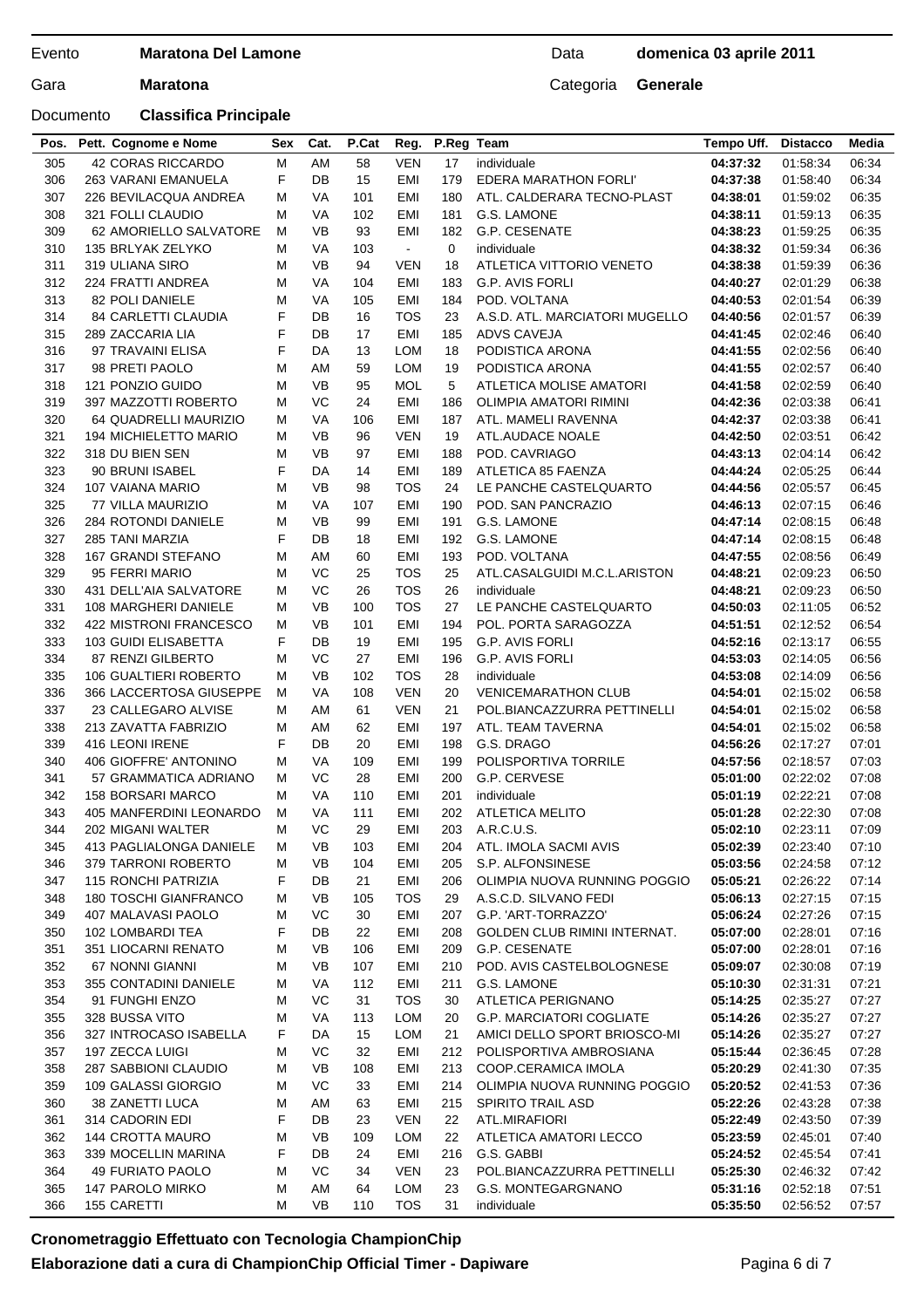Evento **Maratona Del Lamone** | Data **domenica 03 aprile 2011**

Gara **Maratona** | Categoria **Generale**

Documento **Classifica Principale**

| Pos. | Pett. Cognome e Nome | Sex | Cat. | P.Cat | Reg. | P.Reg | Team | Tempo Uff. | Distacco | Media |
|---|---|---|---|---|---|---|---|---|---|---|
| 305 | 42 CORAS RICCARDO | M | AM | 58 | VEN | 17 | individuale | **04:37:32** | 01:58:34 | 06:34 |
| 306 | 263 VARANI EMANUELA | F | DB | 15 | EMI | 179 | EDERA MARATHON FORLI' | **04:37:38** | 01:58:40 | 06:34 |
| 307 | 226 BEVILACQUA ANDREA | M | VA | 101 | EMI | 180 | ATL. CALDERARA TECNO-PLAST | **04:38:01** | 01:59:02 | 06:35 |
| 308 | 321 FOLLI CLAUDIO | M | VA | 102 | EMI | 181 | G.S. LAMONE | **04:38:11** | 01:59:13 | 06:35 |
| 309 | 62 AMORIELLO SALVATORE | M | VB | 93 | EMI | 182 | G.P. CESENATE | **04:38:23** | 01:59:25 | 06:35 |
| 310 | 135 BRLYAK ZELYKO | M | VA | 103 | - | 0 | individuale | **04:38:32** | 01:59:34 | 06:36 |
| 311 | 319 ULIANA SIRO | M | VB | 94 | VEN | 18 | ATLETICA VITTORIO VENETO | **04:38:38** | 01:59:39 | 06:36 |
| 312 | 224 FRATTI ANDREA | M | VA | 104 | EMI | 183 | G.P. AVIS FORLI | **04:40:27** | 02:01:29 | 06:38 |
| 313 | 82 POLI DANIELE | M | VA | 105 | EMI | 184 | POD. VOLTANA | **04:40:53** | 02:01:54 | 06:39 |
| 314 | 84 CARLETTI CLAUDIA | F | DB | 16 | TOS | 23 | A.S.D. ATL. MARCIATORI MUGELLO | **04:40:56** | 02:01:57 | 06:39 |
| 315 | 289 ZACCARIA LIA | F | DB | 17 | EMI | 185 | ADVS CAVEJA | **04:41:45** | 02:02:46 | 06:40 |
| 316 | 97 TRAVAINI ELISA | F | DA | 13 | LOM | 18 | PODISTICA ARONA | **04:41:55** | 02:02:56 | 06:40 |
| 317 | 98 PRETI PAOLO | M | AM | 59 | LOM | 19 | PODISTICA ARONA | **04:41:55** | 02:02:57 | 06:40 |
| 318 | 121 PONZIO GUIDO | M | VB | 95 | MOL | 5 | ATLETICA MOLISE AMATORI | **04:41:58** | 02:02:59 | 06:40 |
| 319 | 397 MAZZOTTI ROBERTO | M | VC | 24 | EMI | 186 | OLIMPIA AMATORI RIMINI | **04:42:36** | 02:03:38 | 06:41 |
| 320 | 64 QUADRELLI MAURIZIO | M | VA | 106 | EMI | 187 | ATL. MAMELI RAVENNA | **04:42:37** | 02:03:38 | 06:41 |
| 321 | 194 MICHIELETTO MARIO | M | VB | 96 | VEN | 19 | ATL.AUDACE NOALE | **04:42:50** | 02:03:51 | 06:42 |
| 322 | 318 DU BIEN SEN | M | VB | 97 | EMI | 188 | POD. CAVRIAGO | **04:43:13** | 02:04:14 | 06:42 |
| 323 | 90 BRUNI ISABEL | F | DA | 14 | EMI | 189 | ATLETICA 85 FAENZA | **04:44:24** | 02:05:25 | 06:44 |
| 324 | 107 VAIANA MARIO | M | VB | 98 | TOS | 24 | LE PANCHE CASTELQUARTO | **04:44:56** | 02:05:57 | 06:45 |
| 325 | 77 VILLA MAURIZIO | M | VA | 107 | EMI | 190 | POD. SAN PANCRAZIO | **04:46:13** | 02:07:15 | 06:46 |
| 326 | 284 ROTONDI DANIELE | M | VB | 99 | EMI | 191 | G.S. LAMONE | **04:47:14** | 02:08:15 | 06:48 |
| 327 | 285 TANI MARZIA | F | DB | 18 | EMI | 192 | G.S. LAMONE | **04:47:14** | 02:08:15 | 06:48 |
| 328 | 167 GRANDI STEFANO | M | AM | 60 | EMI | 193 | POD. VOLTANA | **04:47:55** | 02:08:56 | 06:49 |
| 329 | 95 FERRI MARIO | M | VC | 25 | TOS | 25 | ATL.CASALGUIDI M.C.L.ARISTON | **04:48:21** | 02:09:23 | 06:50 |
| 330 | 431 DELL'AIA SALVATORE | M | VC | 26 | TOS | 26 | individuale | **04:48:21** | 02:09:23 | 06:50 |
| 331 | 108 MARGHERI DANIELE | M | VB | 100 | TOS | 27 | LE PANCHE CASTELQUARTO | **04:50:03** | 02:11:05 | 06:52 |
| 332 | 422 MISTRONI FRANCESCO | M | VB | 101 | EMI | 194 | POL. PORTA SARAGOZZA | **04:51:51** | 02:12:52 | 06:54 |
| 333 | 103 GUIDI ELISABETTA | F | DB | 19 | EMI | 195 | G.P. AVIS FORLI | **04:52:16** | 02:13:17 | 06:55 |
| 334 | 87 RENZI GILBERTO | M | VC | 27 | EMI | 196 | G.P. AVIS FORLI | **04:53:03** | 02:14:05 | 06:56 |
| 335 | 106 GUALTIERI ROBERTO | M | VB | 102 | TOS | 28 | individuale | **04:53:08** | 02:14:09 | 06:56 |
| 336 | 366 LACCERTOSA GIUSEPPE | M | VA | 108 | VEN | 20 | VENICEMARATHON CLUB | **04:54:01** | 02:15:02 | 06:58 |
| 337 | 23 CALLEGARO ALVISE | M | AM | 61 | VEN | 21 | POL.BIANCAZZURRA PETTINELLI | **04:54:01** | 02:15:02 | 06:58 |
| 338 | 213 ZAVATTA FABRIZIO | M | AM | 62 | EMI | 197 | ATL. TEAM TAVERNA | **04:54:01** | 02:15:02 | 06:58 |
| 339 | 416 LEONI IRENE | F | DB | 20 | EMI | 198 | G.S. DRAGO | **04:56:26** | 02:17:27 | 07:01 |
| 340 | 406 GIOFFRE' ANTONINO | M | VA | 109 | EMI | 199 | POLISPORTIVA TORRILE | **04:57:56** | 02:18:57 | 07:03 |
| 341 | 57 GRAMMATICA ADRIANO | M | VC | 28 | EMI | 200 | G.P. CERVESE | **05:01:00** | 02:22:02 | 07:08 |
| 342 | 158 BORSARI MARCO | M | VA | 110 | EMI | 201 | individuale | **05:01:19** | 02:22:21 | 07:08 |
| 343 | 405 MANFERDINI LEONARDO | M | VA | 111 | EMI | 202 | ATLETICA MELITO | **05:01:28** | 02:22:30 | 07:08 |
| 344 | 202 MIGANI WALTER | M | VC | 29 | EMI | 203 | A.R.C.U.S. | **05:02:10** | 02:23:11 | 07:09 |
| 345 | 413 PAGLIALONGA DANIELE | M | VB | 103 | EMI | 204 | ATL. IMOLA SACMI AVIS | **05:02:39** | 02:23:40 | 07:10 |
| 346 | 379 TARRONI ROBERTO | M | VB | 104 | EMI | 205 | S.P. ALFONSINESE | **05:03:56** | 02:24:58 | 07:12 |
| 347 | 115 RONCHI PATRIZIA | F | DB | 21 | EMI | 206 | OLIMPIA NUOVA RUNNING POGGIO | **05:05:21** | 02:26:22 | 07:14 |
| 348 | 180 TOSCHI GIANFRANCO | M | VB | 105 | TOS | 29 | A.S.C.D. SILVANO FEDI | **05:06:13** | 02:27:15 | 07:15 |
| 349 | 407 MALAVASI PAOLO | M | VC | 30 | EMI | 207 | G.P. 'ART-TORRAZZO' | **05:06:24** | 02:27:26 | 07:15 |
| 350 | 102 LOMBARDI TEA | F | DB | 22 | EMI | 208 | GOLDEN CLUB RIMINI INTERNAT. | **05:07:00** | 02:28:01 | 07:16 |
| 351 | 351 LIOCARNI RENATO | M | VB | 106 | EMI | 209 | G.P. CESENATE | **05:07:00** | 02:28:01 | 07:16 |
| 352 | 67 NONNI GIANNI | M | VB | 107 | EMI | 210 | POD. AVIS CASTELBOLOGNESE | **05:09:07** | 02:30:08 | 07:19 |
| 353 | 355 CONTADINI DANIELE | M | VA | 112 | EMI | 211 | G.S. LAMONE | **05:10:30** | 02:31:31 | 07:21 |
| 354 | 91 FUNGHI ENZO | M | VC | 31 | TOS | 30 | ATLETICA PERIGNANO | **05:14:25** | 02:35:27 | 07:27 |
| 355 | 328 BUSSA VITO | M | VA | 113 | LOM | 20 | G.P. MARCIATORI COGLIATE | **05:14:26** | 02:35:27 | 07:27 |
| 356 | 327 INTROCASO ISABELLA | F | DA | 15 | LOM | 21 | AMICI DELLO SPORT BRIOSCO-MI | **05:14:26** | 02:35:27 | 07:27 |
| 357 | 197 ZECCA LUIGI | M | VC | 32 | EMI | 212 | POLISPORTIVA AMBROSIANA | **05:15:44** | 02:36:45 | 07:28 |
| 358 | 287 SABBIONI CLAUDIO | M | VB | 108 | EMI | 213 | COOP.CERAMICA IMOLA | **05:20:29** | 02:41:30 | 07:35 |
| 359 | 109 GALASSI GIORGIO | M | VC | 33 | EMI | 214 | OLIMPIA NUOVA RUNNING POGGIO | **05:20:52** | 02:41:53 | 07:36 |
| 360 | 38 ZANETTI LUCA | M | AM | 63 | EMI | 215 | SPIRITO TRAIL ASD | **05:22:26** | 02:43:28 | 07:38 |
| 361 | 314 CADORIN EDI | F | DB | 23 | VEN | 22 | ATL.MIRAFIORI | **05:22:49** | 02:43:50 | 07:39 |
| 362 | 144 CROTTA MAURO | M | VB | 109 | LOM | 22 | ATLETICA AMATORI LECCO | **05:23:59** | 02:45:01 | 07:40 |
| 363 | 339 MOCELLIN MARINA | F | DB | 24 | EMI | 216 | G.S. GABBI | **05:24:52** | 02:45:54 | 07:41 |
| 364 | 49 FURIATO PAOLO | M | VC | 34 | VEN | 23 | POL.BIANCAZZURRA PETTINELLI | **05:25:30** | 02:46:32 | 07:42 |
| 365 | 147 PAROLO MIRKO | M | AM | 64 | LOM | 23 | G.S. MONTEGARGNANO | **05:31:16** | 02:52:18 | 07:51 |
| 366 | 155 CARETTI | M | VB | 110 | TOS | 31 | individuale | **05:35:50** | 02:56:52 | 07:57 |

**Cronometraggio Effettuato con Tecnologia ChampionChip**

**Elaborazione dati a cura di ChampionChip Official Timer - Dapiware**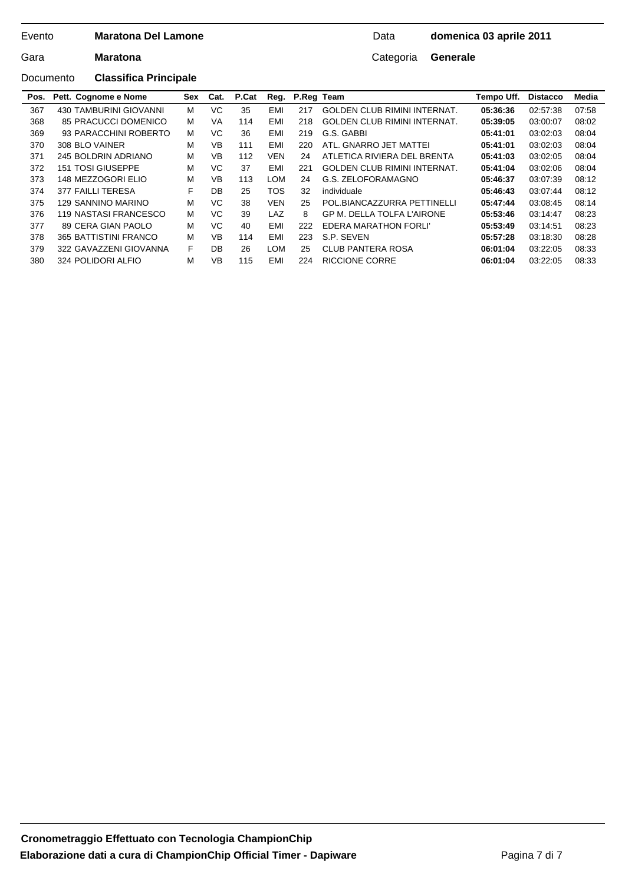Evento **Maratona Del Lamone** Data **domenica 03 aprile 2011**

Gara **Maratona** Categoria **Generale**

Documento **Classifica Principale**

| Pos. | Pett. | Cognome e Nome | Sex | Cat. | P.Cat | Reg. | P.Reg | Team | Tempo Uff. | Distacco | Media |
|---|---|---|---|---|---|---|---|---|---|---|---|
| 367 | 430 | TAMBURINI GIOVANNI | M | VC | 35 | EMI | 217 | GOLDEN CLUB RIMINI INTERNAT. | **05:36:36** | 02:57:38 | 07:58 |
| 368 | 85 | PRACUCCI DOMENICO | M | VA | 114 | EMI | 218 | GOLDEN CLUB RIMINI INTERNAT. | **05:39:05** | 03:00:07 | 08:02 |
| 369 | 93 | PARACCHINI ROBERTO | M | VC | 36 | EMI | 219 | G.S. GABBI | **05:41:01** | 03:02:03 | 08:04 |
| 370 | 308 | BLO VAINER | M | VB | 111 | EMI | 220 | ATL. GNARRO JET MATTEI | **05:41:01** | 03:02:03 | 08:04 |
| 371 | 245 | BOLDRIN ADRIANO | M | VB | 112 | VEN | 24 | ATLETICA RIVIERA DEL BRENTA | **05:41:03** | 03:02:05 | 08:04 |
| 372 | 151 | TOSI GIUSEPPE | M | VC | 37 | EMI | 221 | GOLDEN CLUB RIMINI INTERNAT. | **05:41:04** | 03:02:06 | 08:04 |
| 373 | 148 | MEZZOGORI ELIO | M | VB | 113 | LOM | 24 | G.S. ZELOFORAMAGNO | **05:46:37** | 03:07:39 | 08:12 |
| 374 | 377 | FAILLI TERESA | F | DB | 25 | TOS | 32 | individuale | **05:46:43** | 03:07:44 | 08:12 |
| 375 | 129 | SANNINO MARINO | M | VC | 38 | VEN | 25 | POL.BIANCAZZURRA PETTINELLI | **05:47:44** | 03:08:45 | 08:14 |
| 376 | 119 | NASTASI FRANCESCO | M | VC | 39 | LAZ | 8 | GP M. DELLA TOLFA L'AIRONE | **05:53:46** | 03:14:47 | 08:23 |
| 377 | 89 | CERA GIAN PAOLO | M | VC | 40 | EMI | 222 | EDERA MARATHON FORLI' | **05:53:49** | 03:14:51 | 08:23 |
| 378 | 365 | BATTISTINI FRANCO | M | VB | 114 | EMI | 223 | S.P. SEVEN | **05:57:28** | 03:18:30 | 08:28 |
| 379 | 322 | GAVAZZENI GIOVANNA | F | DB | 26 | LOM | 25 | CLUB PANTERA ROSA | **06:01:04** | 03:22:05 | 08:33 |
| 380 | 324 | POLIDORI ALFIO | M | VB | 115 | EMI | 224 | RICCIONE CORRE | **06:01:04** | 03:22:05 | 08:33 |

**Cronometraggio Effettuato con Tecnologia ChampionChip**

**Elaborazione dati a cura di ChampionChip Official Timer - Dapiware**